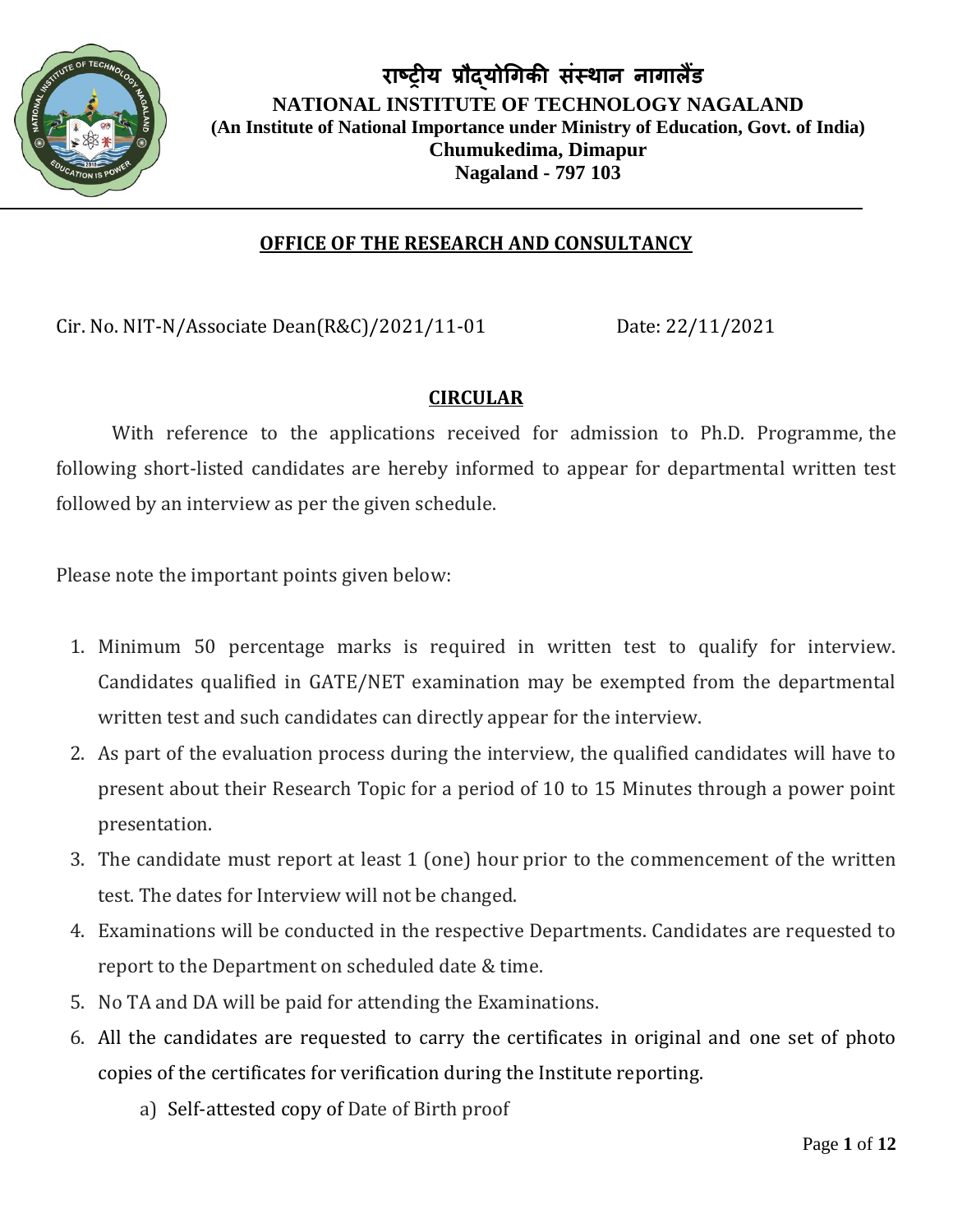# राष्ट्रीय प्रौद्योगिकी संस्थान नागालैंड

**NATIONAL INSTITUTE OF TECHNOLOGY NAGALAND**
**(An Institute of National Importance under Ministry of Education, Govt. of India)**
**Chumukedima, Dimapur**
**Nagaland - 797 103**

## OFFICE OF THE RESEARCH AND CONSULTANCY

Cir. No. NIT-N/Associate Dean(R&C)/2021/11-01 Date: 22/11/2021

## CIRCULAR

With reference to the applications received for admission to Ph.D. Programme, the following short-listed candidates are hereby informed to appear for departmental written test followed by an interview as per the given schedule.

Please note the important points given below:

1. Minimum 50 percentage marks is required in written test to qualify for interview. Candidates qualified in GATE/NET examination may be exempted from the departmental written test and such candidates can directly appear for the interview.
2. As part of the evaluation process during the interview, the qualified candidates will have to present about their Research Topic for a period of 10 to 15 Minutes through a power point presentation.
3. The candidate must report at least 1 (one) hour prior to the commencement of the written test. The dates for Interview will not be changed.
4. Examinations will be conducted in the respective Departments. Candidates are requested to report to the Department on scheduled date & time.
5. No TA and DA will be paid for attending the Examinations.
6. All the candidates are requested to carry the certificates in original and one set of photo copies of the certificates for verification during the Institute reporting.
    a) Self-attested copy of Date of Birth proof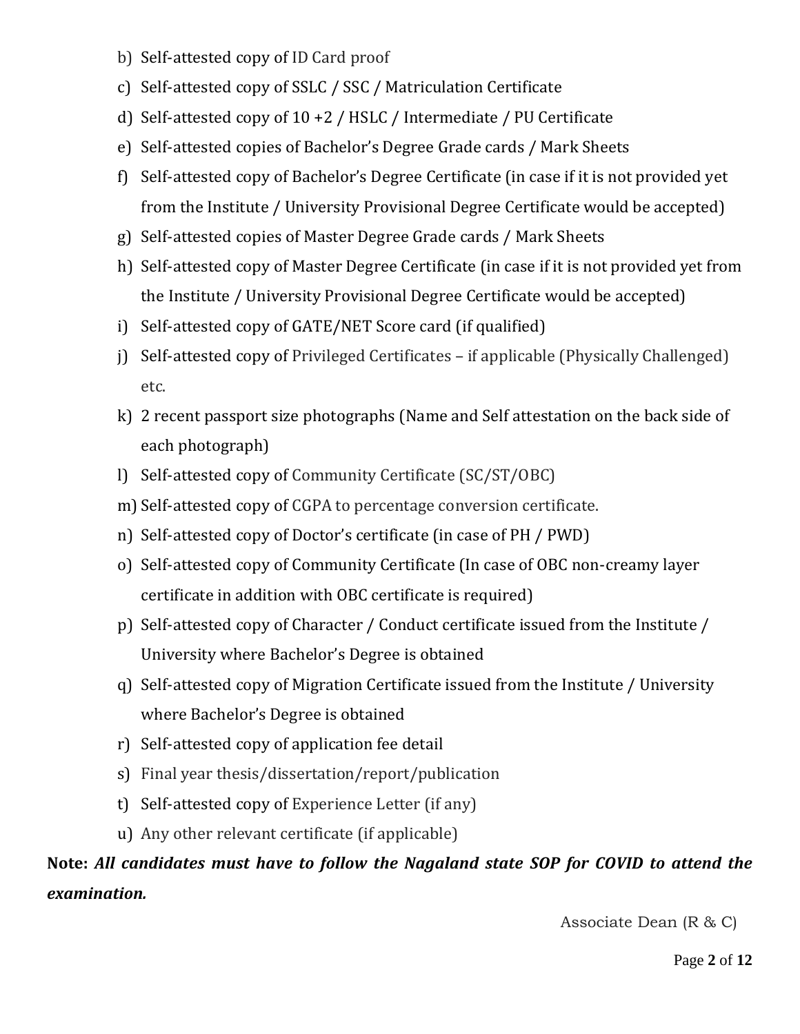b) Self-attested copy of ID Card proof
c) Self-attested copy of SSLC / SSC / Matriculation Certificate
d) Self-attested copy of 10 +2 / HSLC / Intermediate / PU Certificate
e) Self-attested copies of Bachelor's Degree Grade cards / Mark Sheets
f) Self-attested copy of Bachelor's Degree Certificate (in case if it is not provided yet from the Institute / University Provisional Degree Certificate would be accepted)
g) Self-attested copies of Master Degree Grade cards / Mark Sheets
h) Self-attested copy of Master Degree Certificate (in case if it is not provided yet from the Institute / University Provisional Degree Certificate would be accepted)
i) Self-attested copy of GATE/NET Score card (if qualified)
j) Self-attested copy of Privileged Certificates – if applicable (Physically Challenged) etc.
k) 2 recent passport size photographs (Name and Self attestation on the back side of each photograph)
l) Self-attested copy of Community Certificate (SC/ST/OBC)
m) Self-attested copy of CGPA to percentage conversion certificate.
n) Self-attested copy of Doctor's certificate (in case of PH / PWD)
o) Self-attested copy of Community Certificate (In case of OBC non-creamy layer certificate in addition with OBC certificate is required)
p) Self-attested copy of Character / Conduct certificate issued from the Institute / University where Bachelor's Degree is obtained
q) Self-attested copy of Migration Certificate issued from the Institute / University where Bachelor's Degree is obtained
r) Self-attested copy of application fee detail
s) Final year thesis/dissertation/report/publication
t) Self-attested copy of Experience Letter (if any)
u) Any other relevant certificate (if applicable)

**Note:** ***All candidates must have to follow the Nagaland state SOP for COVID to attend the examination.***

Associate Dean (R & C)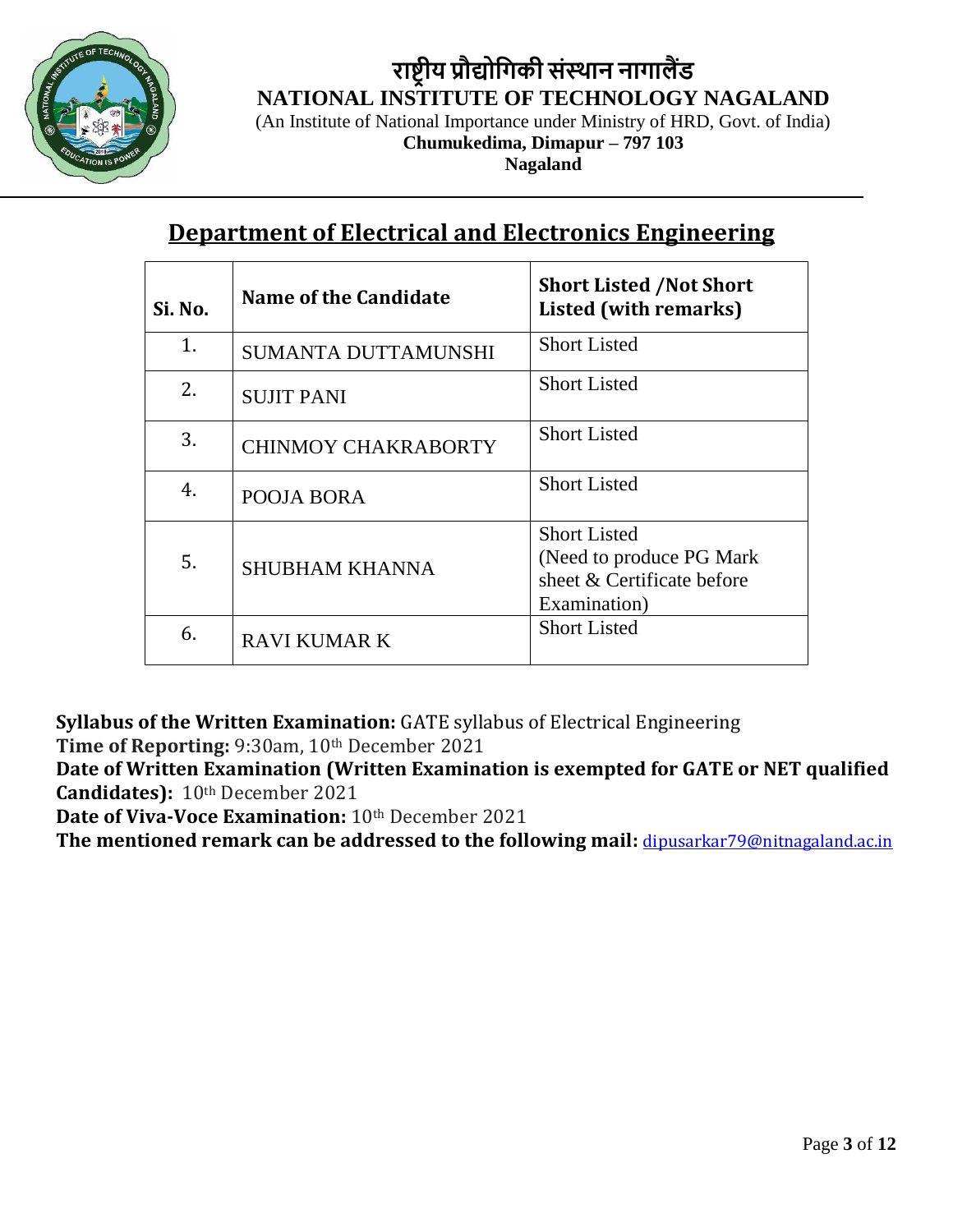# राष्ट्रीय प्रौद्योगिकी संस्थान नागालैंड

**NATIONAL INSTITUTE OF TECHNOLOGY NAGALAND**

(An Institute of National Importance under Ministry of HRD, Govt. of India)

**Chumukedima, Dimapur – 797 103**

**Nagaland**

---

## Department of Electrical and Electronics Engineering

| Si. No. | Name of the Candidate | Short Listed /Not Short Listed (with remarks) |
|---|---|---|
| 1. | SUMANTA DUTTAMUNSHI | Short Listed |
| 2. | SUJIT PANI | Short Listed |
| 3. | CHINMOY CHAKRABORTY | Short Listed |
| 4. | POOJA BORA | Short Listed |
| 5. | SHUBHAM KHANNA | Short Listed (Need to produce PG Mark sheet & Certificate before Examination) |
| 6. | RAVI KUMAR K | Short Listed |

**Syllabus of the Written Examination:** GATE syllabus of Electrical Engineering
**Time of Reporting:** 9:30am, 10th December 2021
**Date of Written Examination (Written Examination is exempted for GATE or NET qualified Candidates):** 10th December 2021
**Date of Viva-Voce Examination:** 10th December 2021
**The mentioned remark can be addressed to the following mail:** dipusarkar79@nitnagaland.ac.in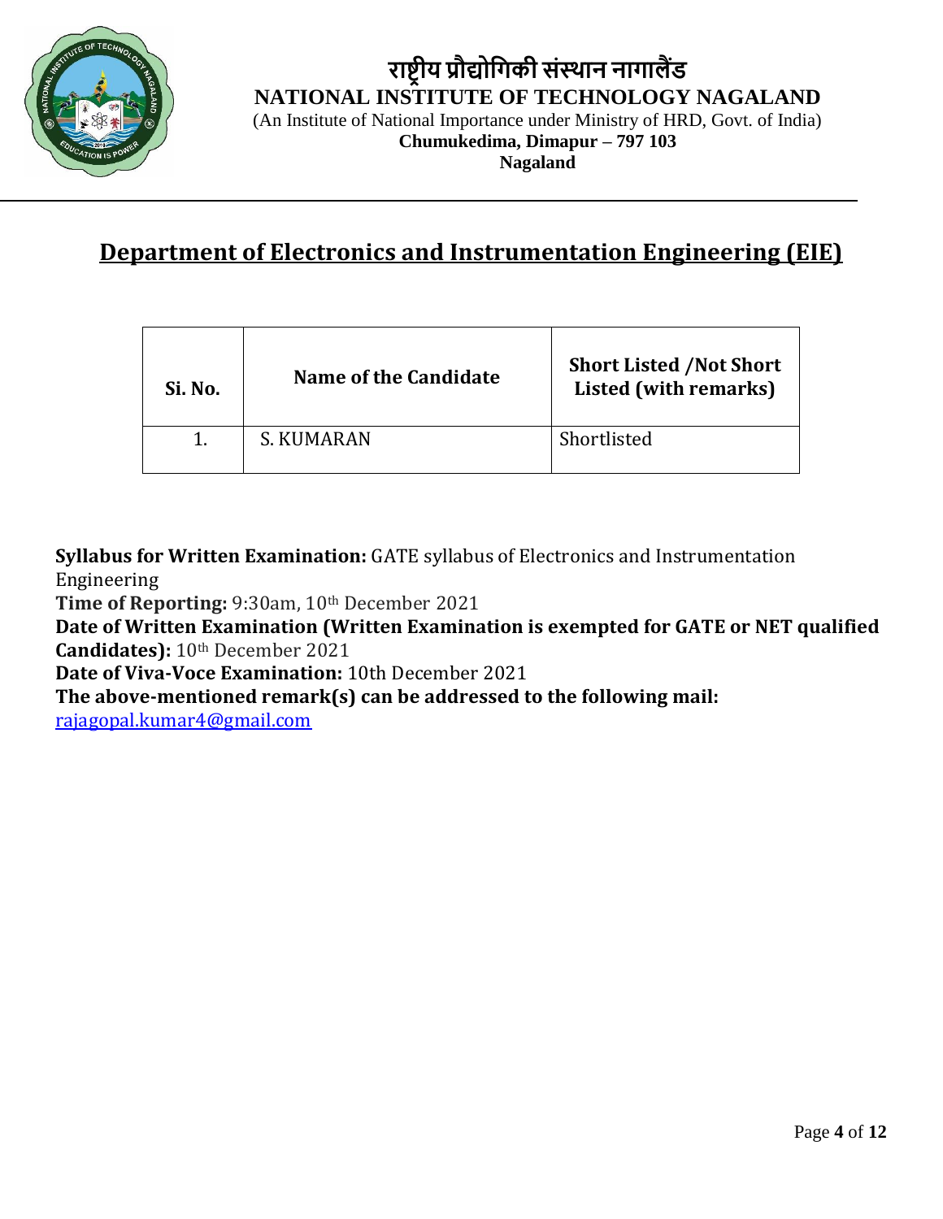# राष्ट्रीय प्रौद्योगिकी संस्थान नागालैंड

**NATIONAL INSTITUTE OF TECHNOLOGY NAGALAND**

(An Institute of National Importance under Ministry of HRD, Govt. of India)

**Chumukedima, Dimapur – 797 103**

**Nagaland**

## Department of Electronics and Instrumentation Engineering (EIE)

| Si. No. | Name of the Candidate | Short Listed /Not Short Listed (with remarks) |
| --- | --- | --- |
| 1. | S. KUMARAN | Shortlisted |

**Syllabus for Written Examination:** GATE syllabus of Electronics and Instrumentation Engineering

**Time of Reporting:** 9:30am, 10th December 2021

**Date of Written Examination (Written Examination is exempted for GATE or NET qualified Candidates):** 10th December 2021

**Date of Viva-Voce Examination:** 10th December 2021

**The above-mentioned remark(s) can be addressed to the following mail:**

rajagopal.kumar4@gmail.com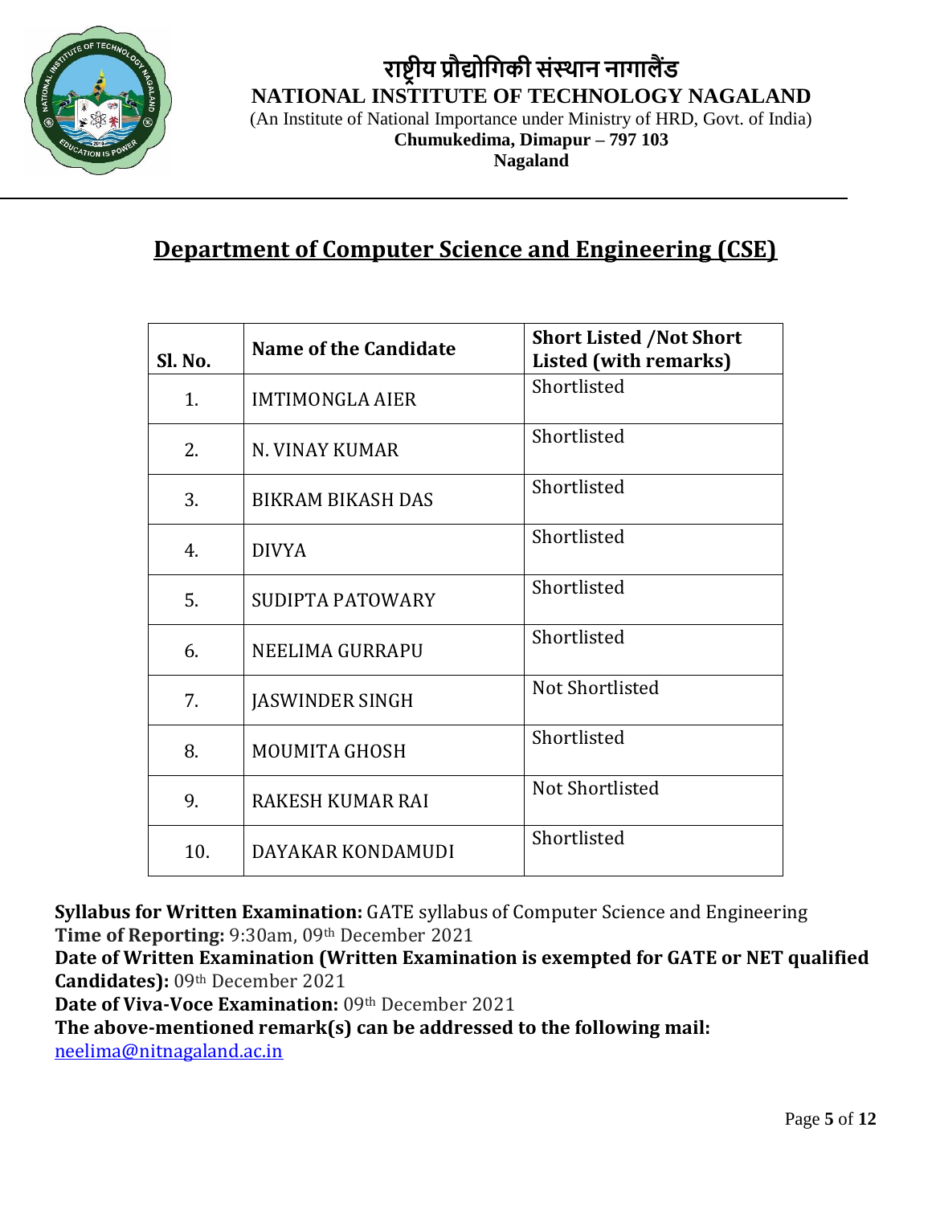**राष्ट्रीय प्रौद्योगिकी संस्थान नागालैंड**
**NATIONAL INSTITUTE OF TECHNOLOGY NAGALAND**
(An Institute of National Importance under Ministry of HRD, Govt. of India)
**Chumukedima, Dimapur – 797 103**
**Nagaland**

## Department of Computer Science and Engineering (CSE)

| Sl. No. | Name of the Candidate | Short Listed /Not Short Listed (with remarks) |
|---|---|---|
| 1. | IMTIMONGLA AIER | Shortlisted |
| 2. | N. VINAY KUMAR | Shortlisted |
| 3. | BIKRAM BIKASH DAS | Shortlisted |
| 4. | DIVYA | Shortlisted |
| 5. | SUDIPTA PATOWARY | Shortlisted |
| 6. | NEELIMA GURRAPU | Shortlisted |
| 7. | JASWINDER SINGH | Not Shortlisted |
| 8. | MOUMITA GHOSH | Shortlisted |
| 9. | RAKESH KUMAR RAI | Not Shortlisted |
| 10. | DAYAKAR KONDAMUDI | Shortlisted |

**Syllabus for Written Examination:** GATE syllabus of Computer Science and Engineering
**Time of Reporting:** 9:30am, 09th December 2021
**Date of Written Examination (Written Examination is exempted for GATE or NET qualified Candidates):** 09th December 2021
**Date of Viva-Voce Examination:** 09th December 2021
**The above-mentioned remark(s) can be addressed to the following mail:**
neelima@nitnagaland.ac.in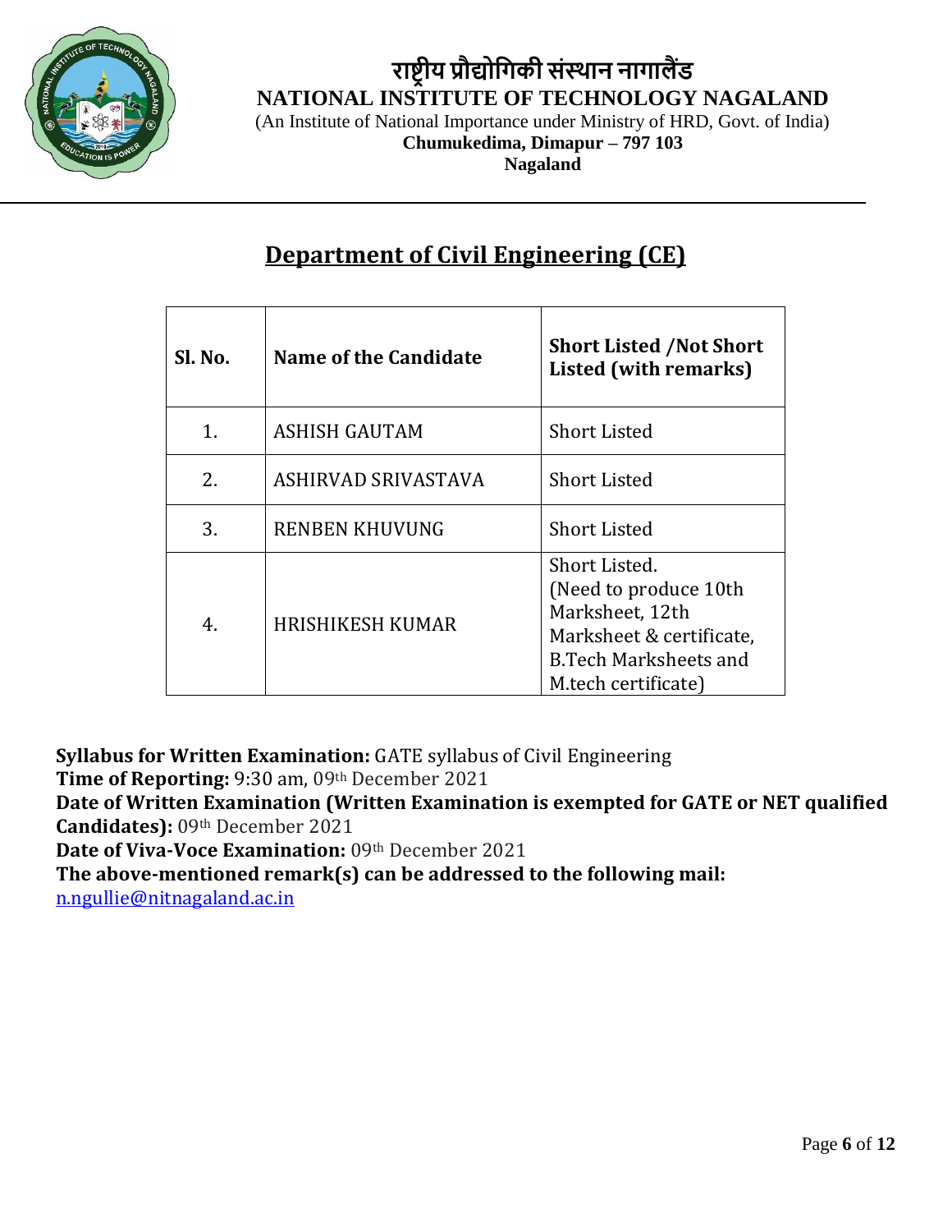# राष्ट्रीय प्रौद्योगिकी संस्थान नागालैंड

**NATIONAL INSTITUTE OF TECHNOLOGY NAGALAND**

(An Institute of National Importance under Ministry of HRD, Govt. of India)

**Chumukedima, Dimapur – 797 103**

**Nagaland**

## Department of Civil Engineering (CE)

| Sl. No. | Name of the Candidate | Short Listed /Not Short Listed (with remarks) |
|---|---|---|
| 1. | ASHISH GAUTAM | Short Listed |
| 2. | ASHIRVAD SRIVASTAVA | Short Listed |
| 3. | RENBEN KHUVUNG | Short Listed |
| 4. | HRISHIKESH KUMAR | Short Listed. (Need to produce 10th Marksheet, 12th Marksheet & certificate, B.Tech Marksheets and M.tech certificate) |

**Syllabus for Written Examination:** GATE syllabus of Civil Engineering
**Time of Reporting:** 9:30 am, 09th December 2021
**Date of Written Examination (Written Examination is exempted for GATE or NET qualified Candidates):** 09th December 2021
**Date of Viva-Voce Examination:** 09th December 2021
**The above-mentioned remark(s) can be addressed to the following mail:**
n.ngullie@nitnagaland.ac.in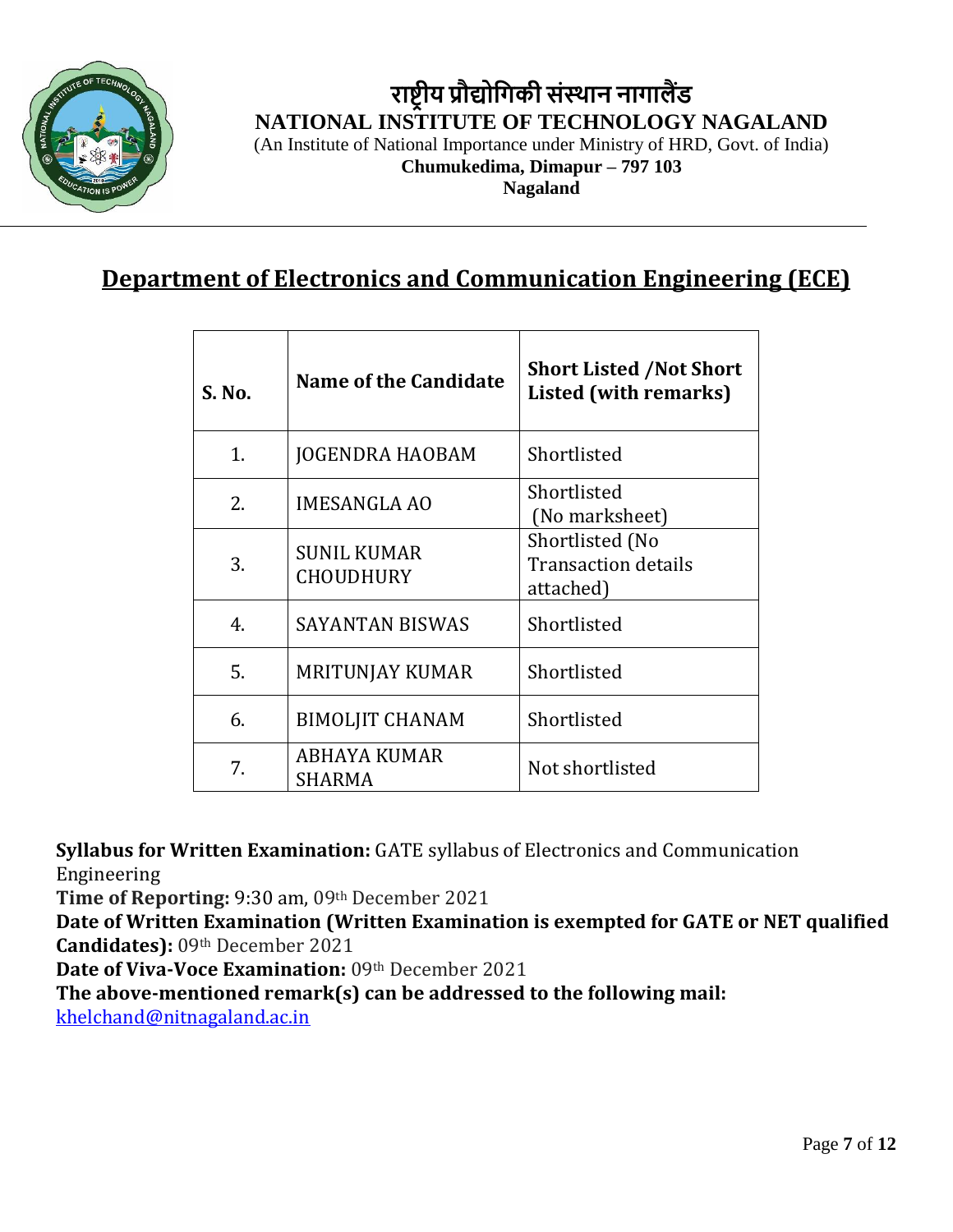राष्ट्रीय प्रौद्योगिकी संस्थान नागालैंड

**NATIONAL INSTITUTE OF TECHNOLOGY NAGALAND**

(An Institute of National Importance under Ministry of HRD, Govt. of India)

**Chumukedima, Dimapur – 797 103**

**Nagaland**

## Department of Electronics and Communication Engineering (ECE)

| S. No. | Name of the Candidate | Short Listed /Not Short Listed (with remarks) |
|---|---|---|
| 1. | JOGENDRA HAOBAM | Shortlisted |
| 2. | IMESANGLA AO | Shortlisted (No marksheet) |
| 3. | SUNIL KUMAR CHOUDHURY | Shortlisted (No Transaction details attached) |
| 4. | SAYANTAN BISWAS | Shortlisted |
| 5. | MRITUNJAY KUMAR | Shortlisted |
| 6. | BIMOLJIT CHANAM | Shortlisted |
| 7. | ABHAYA KUMAR SHARMA | Not shortlisted |

**Syllabus for Written Examination:** GATE syllabus of Electronics and Communication Engineering

**Time of Reporting:** 9:30 am, 09th December 2021

**Date of Written Examination (Written Examination is exempted for GATE or NET qualified Candidates):** 09th December 2021

**Date of Viva-Voce Examination:** 09th December 2021

**The above-mentioned remark(s) can be addressed to the following mail:**

khelchand@nitnagaland.ac.in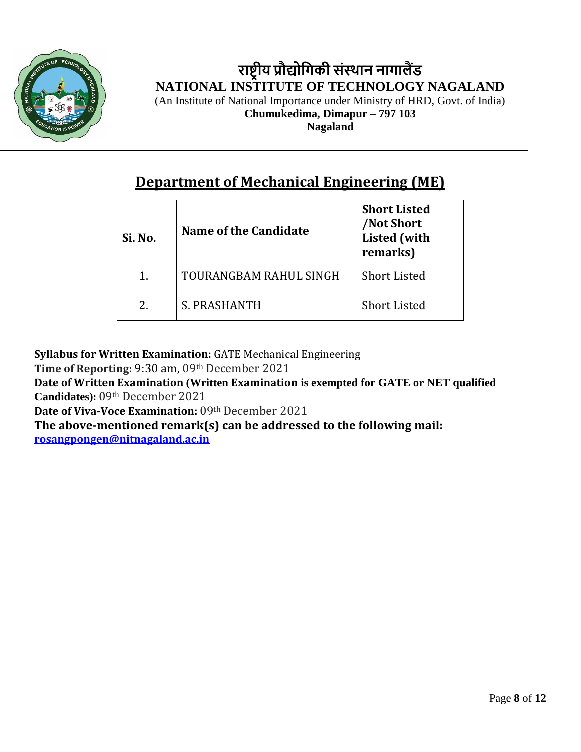# राष्ट्रीय प्रौद्योगिकी संस्थान नागालैंड

**NATIONAL INSTITUTE OF TECHNOLOGY NAGALAND**

(An Institute of National Importance under Ministry of HRD, Govt. of India)

**Chumukedima, Dimapur – 797 103**

**Nagaland**

## Department of Mechanical Engineering (ME)

| **Si. No.** | **Name of the Candidate** | **Short Listed /Not Short Listed (with remarks)** |
|---|---|---|
| 1. | TOURANGBAM RAHUL SINGH | Short Listed |
| 2. | S. PRASHANTH | Short Listed |

**Syllabus for Written Examination:** GATE Mechanical Engineering

**Time of Reporting:** 9:30 am, 09th December 2021

**Date of Written Examination (Written Examination is exempted for GATE or NET qualified Candidates):** 09th December 2021

**Date of Viva-Voce Examination:** 09th December 2021

**The above-mentioned remark(s) can be addressed to the following mail:**
**rosangpongen@nitnagaland.ac.in**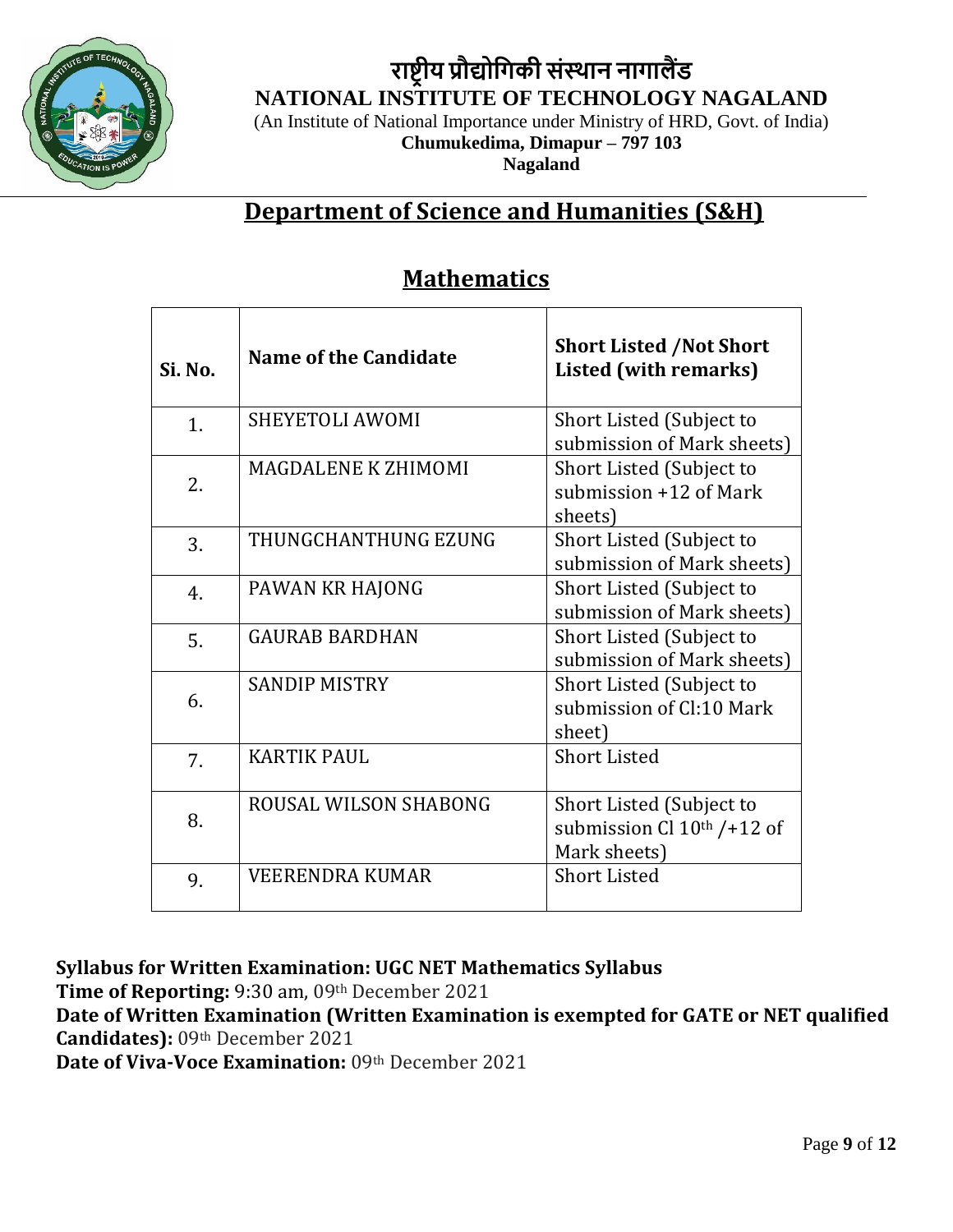# राष्ट्रीय प्रौद्योगिकी संस्थान नागालैंड

**NATIONAL INSTITUTE OF TECHNOLOGY NAGALAND**

(An Institute of National Importance under Ministry of HRD, Govt. of India)

**Chumukedima, Dimapur – 797 103**

**Nagaland**

## Department of Science and Humanities (S&H)

## Mathematics

| Si. No. | Name of the Candidate | Short Listed /Not Short Listed (with remarks) |
|---|---|---|
| 1. | SHEYETOLI AWOMI | Short Listed (Subject to submission of Mark sheets) |
| 2. | MAGDALENE K ZHIMOMI | Short Listed (Subject to submission +12 of Mark sheets) |
| 3. | THUNGCHANTHUNG EZUNG | Short Listed (Subject to submission of Mark sheets) |
| 4. | PAWAN KR HAJONG | Short Listed (Subject to submission of Mark sheets) |
| 5. | GAURAB BARDHAN | Short Listed (Subject to submission of Mark sheets) |
| 6. | SANDIP MISTRY | Short Listed (Subject to submission of Cl:10 Mark sheet) |
| 7. | KARTIK PAUL | Short Listed |
| 8. | ROUSAL WILSON SHABONG | Short Listed (Subject to submission Cl 10th /+12 of Mark sheets) |
| 9. | VEERENDRA KUMAR | Short Listed |

**Syllabus for Written Examination: UGC NET Mathematics Syllabus**

**Time of Reporting:** 9:30 am, 09th December 2021

**Date of Written Examination (Written Examination is exempted for GATE or NET qualified Candidates):** 09th December 2021

**Date of Viva-Voce Examination:** 09th December 2021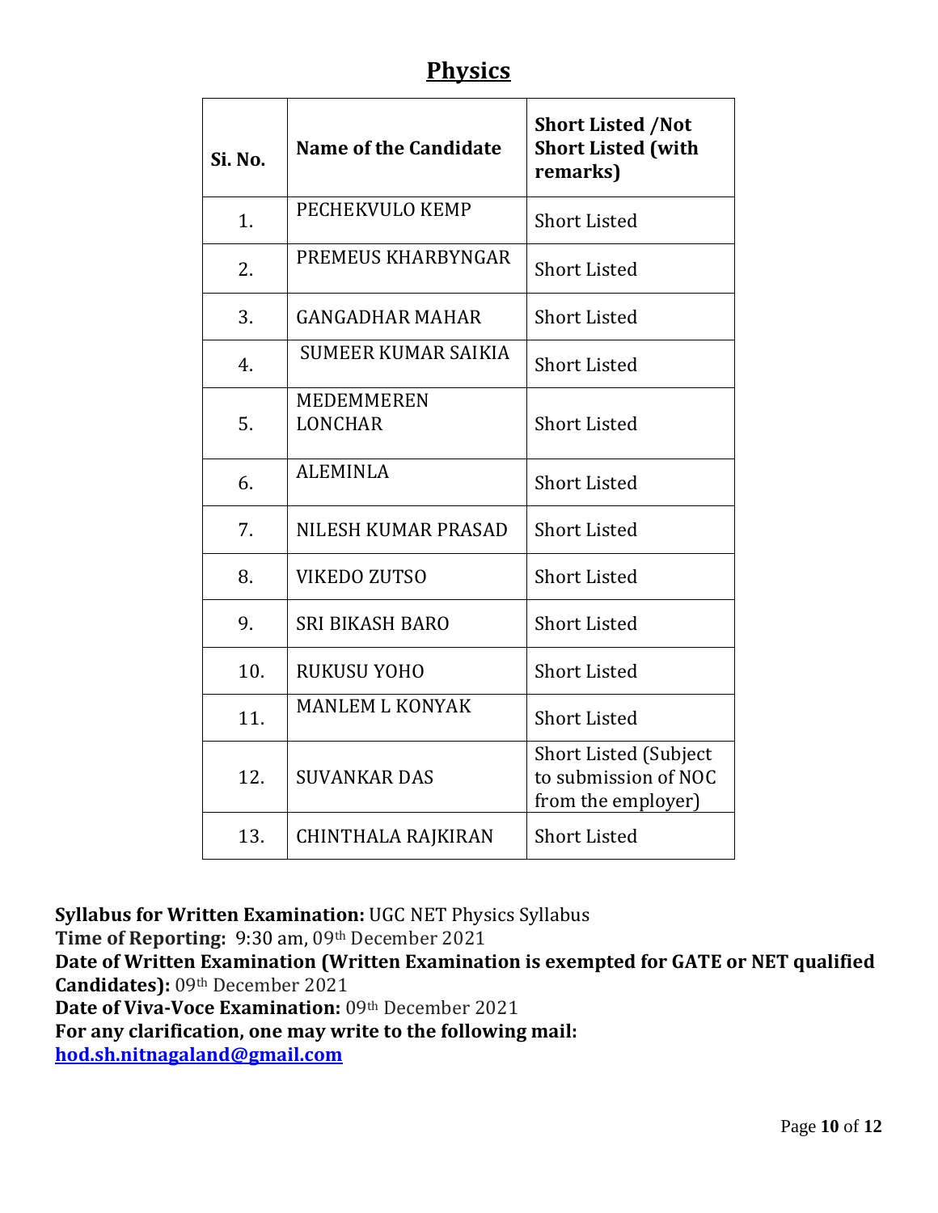# Physics

| Si. No. | Name of the Candidate | Short Listed /Not Short Listed (with remarks) |
|---|---|---|
| 1. | PECHEKVULO KEMP | Short Listed |
| 2. | PREMEUS KHARBYNGAR | Short Listed |
| 3. | GANGADHAR MAHAR | Short Listed |
| 4. | SUMEER KUMAR SAIKIA | Short Listed |
| 5. | MEDEMMEREN LONCHAR | Short Listed |
| 6. | ALEMINLA | Short Listed |
| 7. | NILESH KUMAR PRASAD | Short Listed |
| 8. | VIKEDO ZUTSO | Short Listed |
| 9. | SRI BIKASH BARO | Short Listed |
| 10. | RUKUSU YOHO | Short Listed |
| 11. | MANLEM L KONYAK | Short Listed |
| 12. | SUVANKAR DAS | Short Listed (Subject to submission of NOC from the employer) |
| 13. | CHINTHALA RAJKIRAN | Short Listed |

**Syllabus for Written Examination:** UGC NET Physics Syllabus
**Time of Reporting:** 9:30 am, 09th December 2021
**Date of Written Examination (Written Examination is exempted for GATE or NET qualified Candidates):** 09th December 2021
**Date of Viva-Voce Examination:** 09th December 2021
**For any clarification, one may write to the following mail:**
**hod.sh.nitnagaland@gmail.com**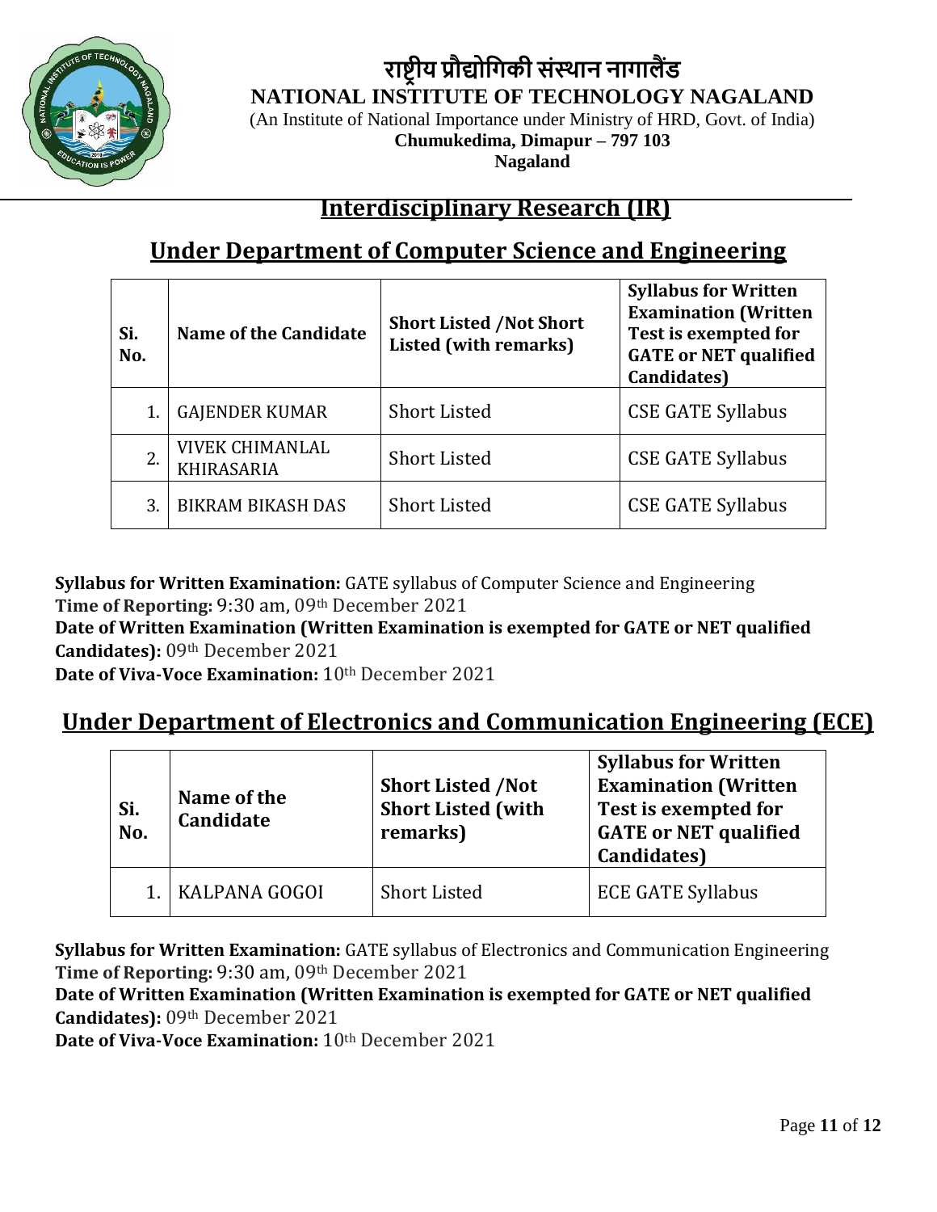# राष्ट्रीय प्रौद्योगिकी संस्थान नागालैंड

**NATIONAL INSTITUTE OF TECHNOLOGY NAGALAND**

(An Institute of National Importance under Ministry of HRD, Govt. of India)

**Chumukedima, Dimapur – 797 103**

**Nagaland**

## Interdisciplinary Research (IR)

## Under Department of Computer Science and Engineering

| Si. No. | Name of the Candidate | Short Listed /Not Short Listed (with remarks) | Syllabus for Written Examination (Written Test is exempted for GATE or NET qualified Candidates) |
|---|---|---|---|
| 1. | GAJENDER KUMAR | Short Listed | CSE GATE Syllabus |
| 2. | VIVEK CHIMANLAL KHIRASARIA | Short Listed | CSE GATE Syllabus |
| 3. | BIKRAM BIKASH DAS | Short Listed | CSE GATE Syllabus |

**Syllabus for Written Examination:** GATE syllabus of Computer Science and Engineering
**Time of Reporting:** 9:30 am, 09th December 2021
**Date of Written Examination (Written Examination is exempted for GATE or NET qualified Candidates):** 09th December 2021
**Date of Viva-Voce Examination:** 10th December 2021

## Under Department of Electronics and Communication Engineering (ECE)

| Si. No. | Name of the Candidate | Short Listed /Not Short Listed (with remarks) | Syllabus for Written Examination (Written Test is exempted for GATE or NET qualified Candidates) |
|---|---|---|---|
| 1. | KALPANA GOGOI | Short Listed | ECE GATE Syllabus |

**Syllabus for Written Examination:** GATE syllabus of Electronics and Communication Engineering
**Time of Reporting:** 9:30 am, 09th December 2021
**Date of Written Examination (Written Examination is exempted for GATE or NET qualified Candidates):** 09th December 2021
**Date of Viva-Voce Examination:** 10th December 2021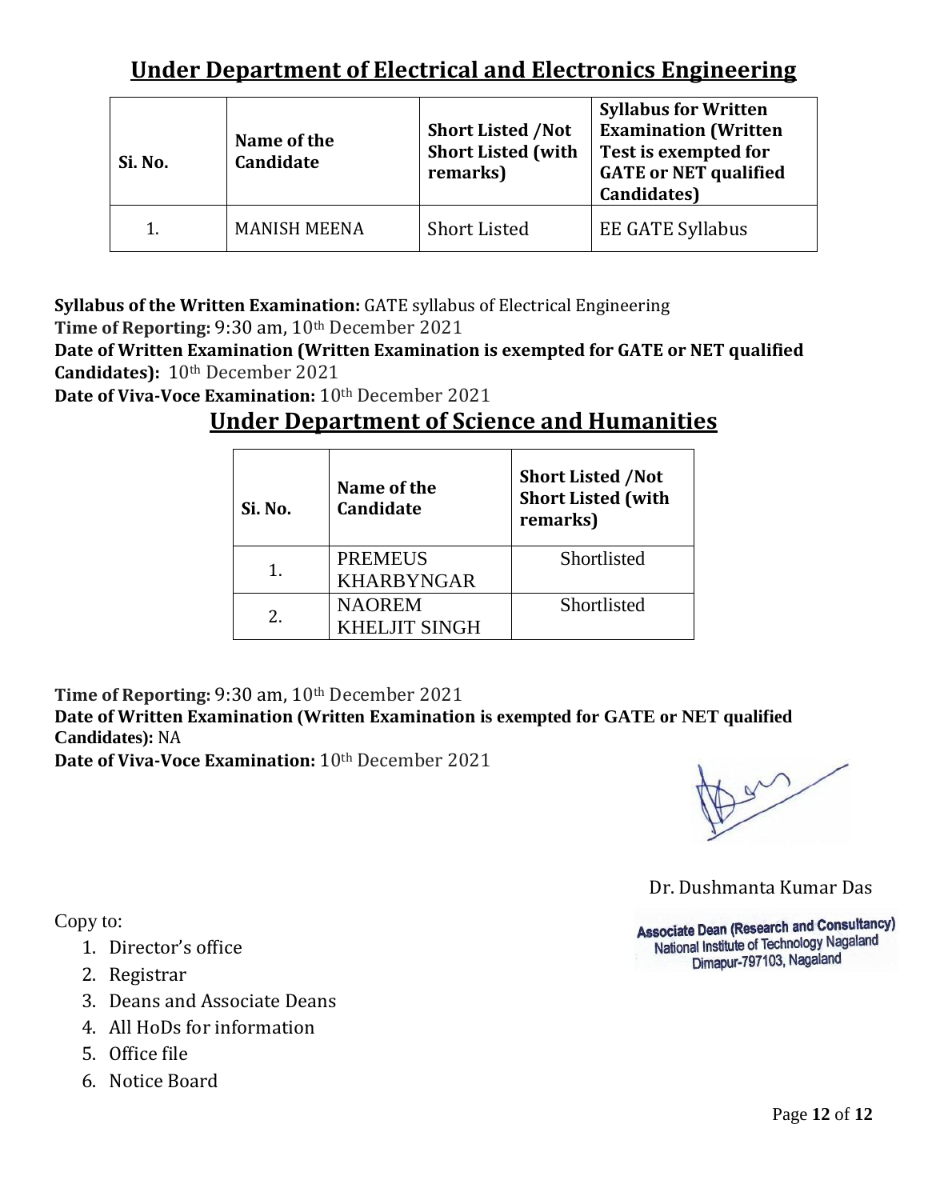## Under Department of Electrical and Electronics Engineering

| Si. No. | Name of the Candidate | Short Listed /Not Short Listed (with remarks) | Syllabus for Written Examination (Written Test is exempted for GATE or NET qualified Candidates) |
|---|---|---|---|
| 1. | MANISH MEENA | Short Listed | EE GATE Syllabus |

**Syllabus of the Written Examination:** GATE syllabus of Electrical Engineering
**Time of Reporting:** 9:30 am, 10th December 2021
**Date of Written Examination (Written Examination is exempted for GATE or NET qualified Candidates):** 10th December 2021
**Date of Viva-Voce Examination:** 10th December 2021

## Under Department of Science and Humanities

| Si. No. | Name of the Candidate | Short Listed /Not Short Listed (with remarks) |
|---|---|---|
| 1. | PREMEUS KHARBYNGAR | Shortlisted |
| 2. | NAOREM KHELJIT SINGH | Shortlisted |

**Time of Reporting:** 9:30 am, 10th December 2021
**Date of Written Examination (Written Examination is exempted for GATE or NET qualified Candidates):** NA
**Date of Viva-Voce Examination:** 10th December 2021

Dr. Dushmanta Kumar Das

Associate Dean (Research and Consultancy)
National Institute of Technology Nagaland
Dimapur-797103, Nagaland

Copy to:

1. Director's office
2. Registrar
3. Deans and Associate Deans
4. All HoDs for information
5. Office file
6. Notice Board